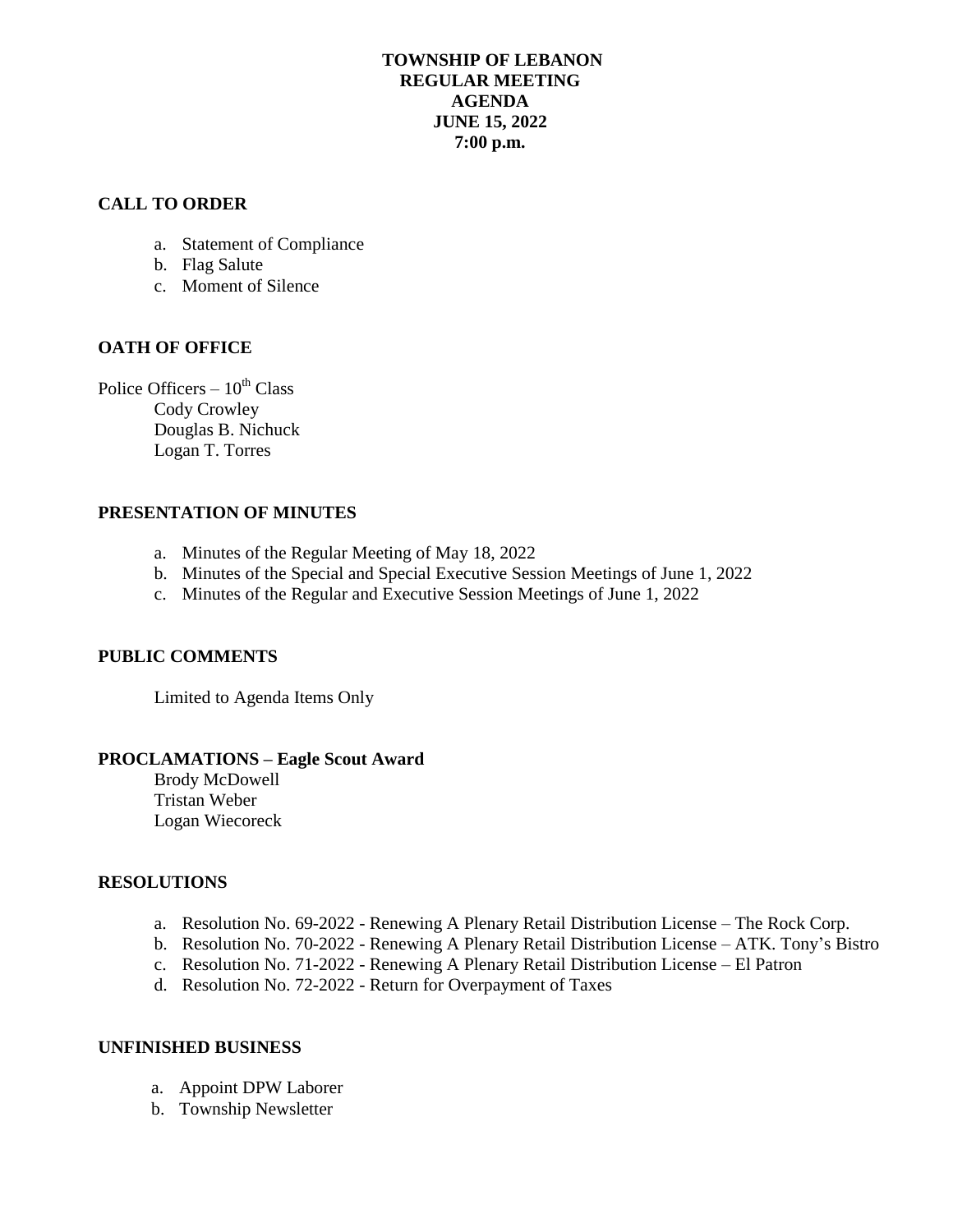# TOWNSHIP OF LEBANON
# REGULAR MEETING
# AGENDA
# JUNE 15, 2022
# 7:00 p.m.

## CALL TO ORDER

a. Statement of Compliance
b. Flag Salute
c. Moment of Silence

## OATH OF OFFICE

Police Officers – 10th Class

Cody Crowley
Douglas B. Nichuck
Logan T. Torres

## PRESENTATION OF MINUTES

a. Minutes of the Regular Meeting of May 18, 2022
b. Minutes of the Special and Special Executive Session Meetings of June 1, 2022
c. Minutes of the Regular and Executive Session Meetings of June 1, 2022

## PUBLIC COMMENTS

Limited to Agenda Items Only

## PROCLAMATIONS – Eagle Scout Award

Brody McDowell
Tristan Weber
Logan Wiecoreck

## RESOLUTIONS

a. Resolution No. 69-2022 - Renewing A Plenary Retail Distribution License – The Rock Corp.
b. Resolution No. 70-2022 - Renewing A Plenary Retail Distribution License – ATK. Tony's Bistro
c. Resolution No. 71-2022 - Renewing A Plenary Retail Distribution License – El Patron
d. Resolution No. 72-2022 - Return for Overpayment of Taxes

## UNFINISHED BUSINESS

a. Appoint DPW Laborer
b. Township Newsletter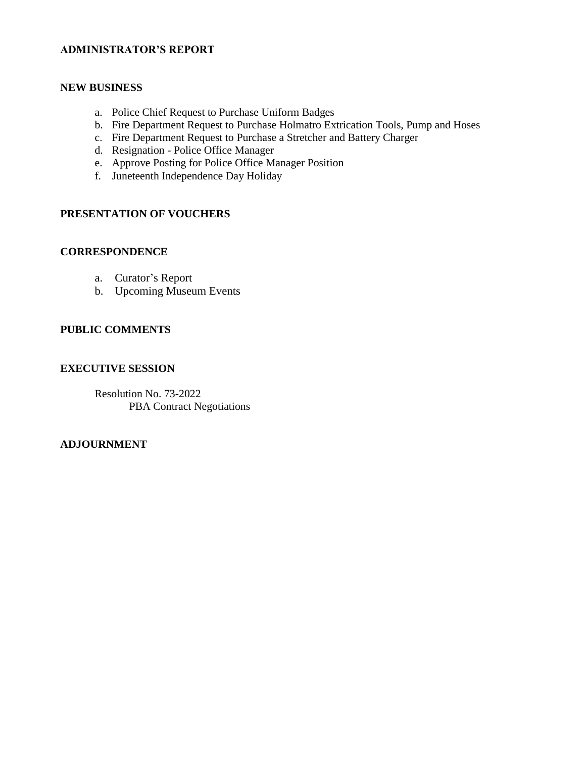**ADMINISTRATOR'S REPORT**

**NEW BUSINESS**

a. Police Chief Request to Purchase Uniform Badges
b. Fire Department Request to Purchase Holmatro Extrication Tools, Pump and Hoses
c. Fire Department Request to Purchase a Stretcher and Battery Charger
d. Resignation - Police Office Manager
e. Approve Posting for Police Office Manager Position
f. Juneteenth Independence Day Holiday

**PRESENTATION OF VOUCHERS**

**CORRESPONDENCE**

a. Curator's Report
b. Upcoming Museum Events

**PUBLIC COMMENTS**

**EXECUTIVE SESSION**

Resolution No. 73-2022
PBA Contract Negotiations

**ADJOURNMENT**